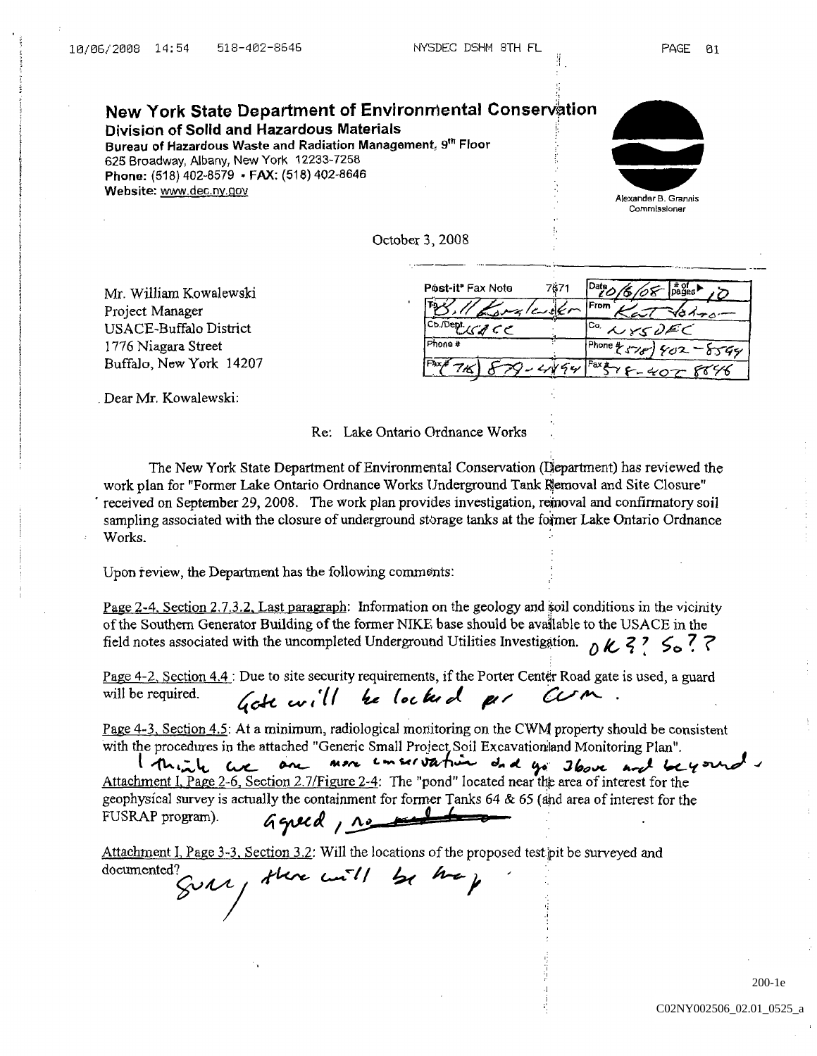# New York State Department of Environmental Conservation

**Division of Solid and Hazardous Materials**

**Bureau of Hazardous Waste and Radiation Management, 9th Floor**

625 Broadway, Albany, New York 12233-7258

**Phone:** (518) 402-8579 • **FAX:** (518) 402-8646

**Website:** www.dec.ny.gov

Alexander B. Grannis
Commissioner

October 3, 2008

| Post-it® Fax Note 7671 | Date 10/6/08 # of pages ▶ 10 |
|---|---|
| To Bill Kowalewski | From Kat Yokro |
| Co./Dept USACE | Co. NYSDEC |
| Phone # | Phone # (518) 402-8594 |
| Fax # (716) 879-4494 | Fax # 518-402-8646 |

Mr. William Kowalewski
Project Manager
USACE-Buffalo District
1776 Niagara Street
Buffalo, New York 14207

Dear Mr. Kowalewski:

Re: Lake Ontario Ordnance Works

The New York State Department of Environmental Conservation (Department) has reviewed the work plan for "Former Lake Ontario Ordnance Works Underground Tank Removal and Site Closure" received on September 29, 2008. The work plan provides investigation, removal and confirmatory soil sampling associated with the closure of underground storage tanks at the former Lake Ontario Ordnance Works.

Upon review, the Department has the following comments:

Page 2-4, Section 2.7.3.2, Last paragraph: Information on the geology and soil conditions in the vicinity of the Southern Generator Building of the former NIKE base should be available to the USACE in the field notes associated with the uncompleted Underground Utilities Investigation. *OK?? So??*

Page 4-2, Section 4.4 : Due to site security requirements, if the Porter Center Road gate is used, a guard will be required. *Gate will be locked per CWM.*

Page 4-3, Section 4.5: At a minimum, radiological monitoring on the CWM property should be consistent with the procedures in the attached "Generic Small Project Soil Excavation and Monitoring Plan".
*I think we are more conservative and go above and beyond.*

Attachment I, Page 2-6, Section 2.7/Figure 2-4: The "pond" located near the area of interest for the geophysical survey is actually the containment for former Tanks 64 & 65 (and area of interest for the FUSRAP program). *Agreed, no ~~problem~~*

Attachment I, Page 3-3, Section 3.2: Will the locations of the proposed test pit be surveyed and documented? *Sure, there will be map.*

200-1e

C02NY002506_02.01_0525_a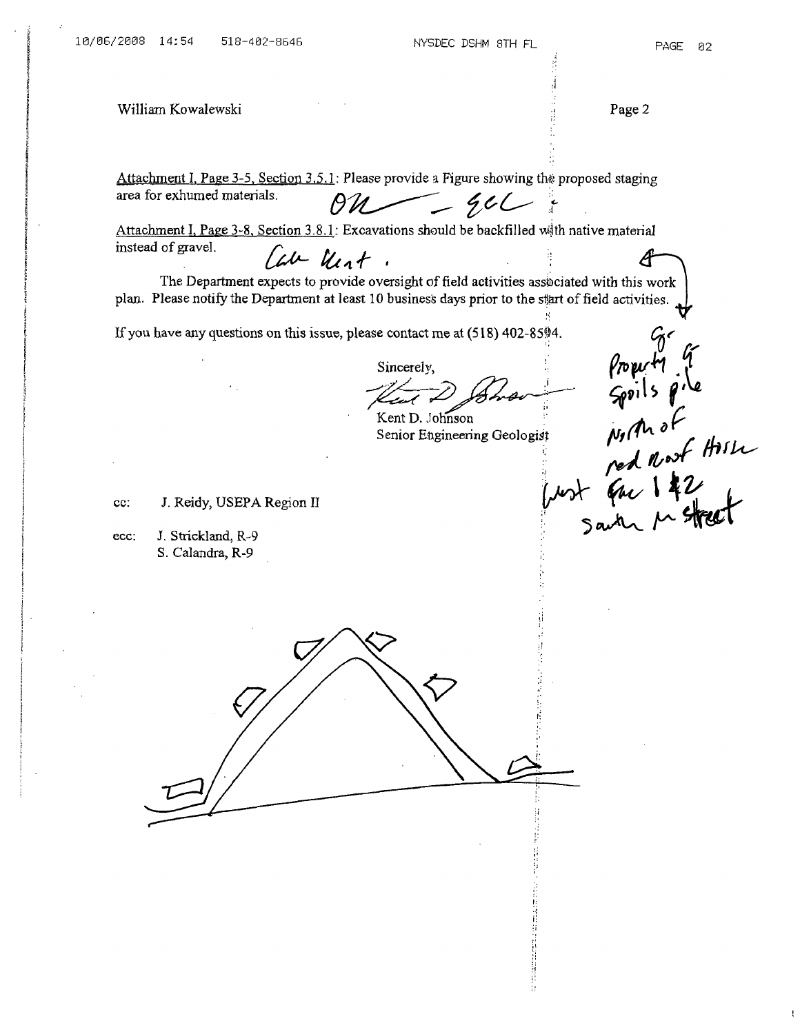William Kowalewski

Attachment I, Page 3-5, Section 3.5.1: Please provide a Figure showing the proposed staging area for exhumed materials. OK — ECC

Attachment I, Page 3-8, Section 3.8.1: Excavations should be backfilled with native material instead of gravel. Call Kent.

The Department expects to provide oversight of field activities associated with this work plan. Please notify the Department at least 10 business days prior to the start of field activities.

If you have any questions on this issue, please contact me at (518) 402-8594.

Sincerely,

Kent D. Johnson
Senior Engineering Geologist

Gr Property G Spoils pile North of red roof House West for 1 & 2 South M Street

cc: J. Reidy, USEPA Region II

ecc: J. Strickland, R-9
S. Calandra, R-9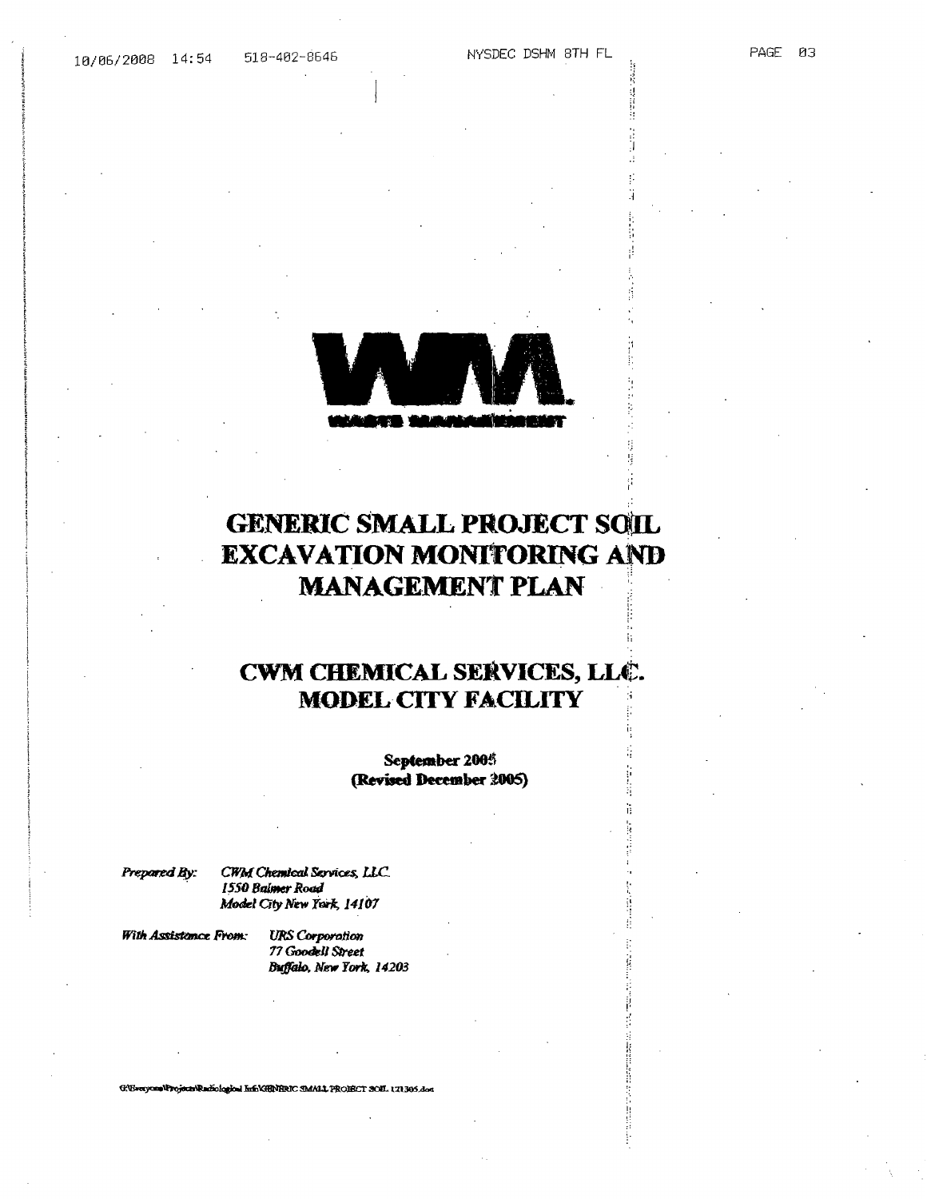# GENERIC SMALL PROJECT SOIL EXCAVATION MONITORING AND MANAGEMENT PLAN

## CWM CHEMICAL SERVICES, LLC. MODEL CITY FACILITY

**September 2005**
**(Revised December 2005)**

*Prepared By:* *CWM Chemical Services, LLC*
*1550 Balmer Road*
*Model City New York, 14107*

*With Assistance From:* *URS Corporation*
*77 Goodell Street*
*Buffalo, New York, 14203*

G:\Everyone\Projects\Radiological Info\GENERIC SMALL PROJECT SOIL 121305.doc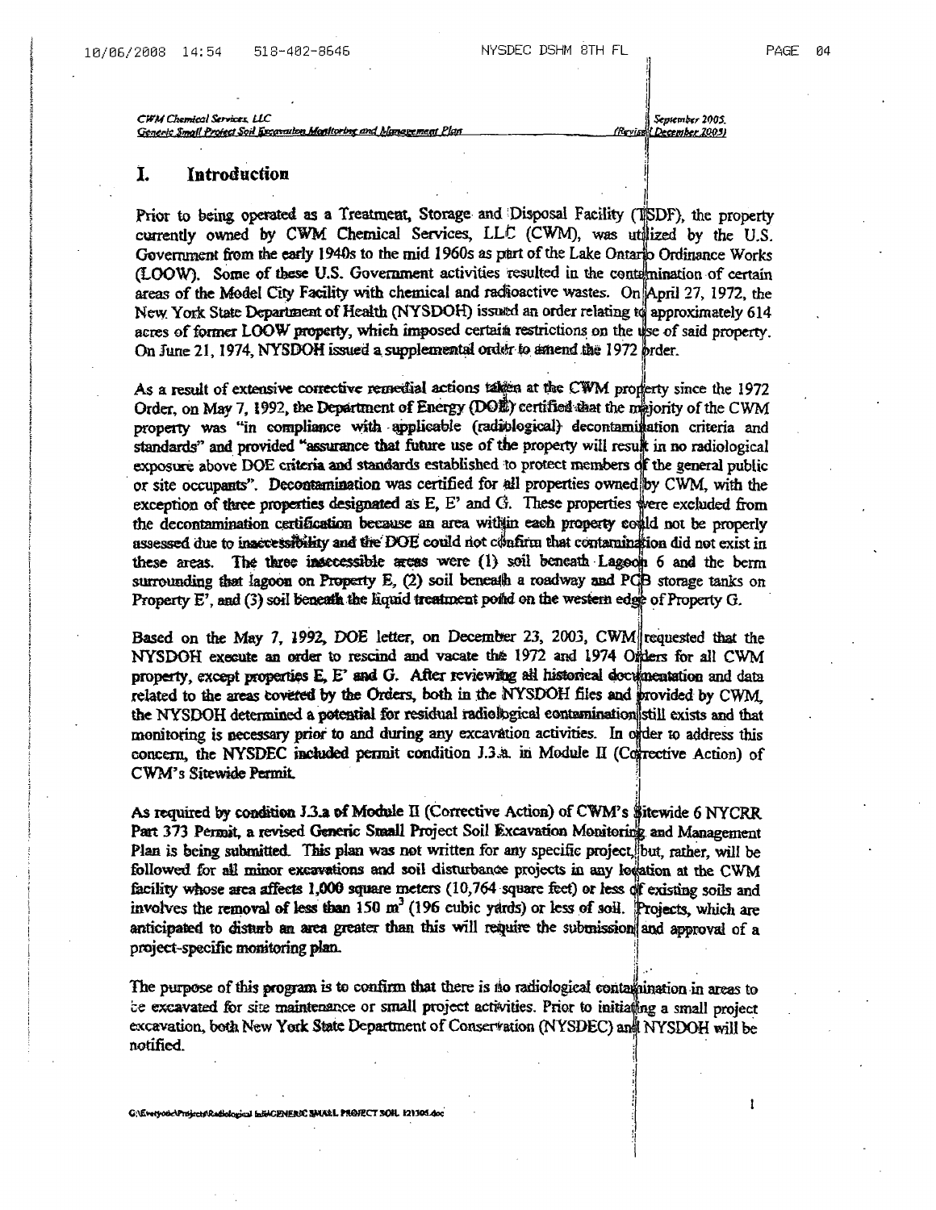# I. Introduction

Prior to being operated as a Treatment, Storage and Disposal Facility (TSDF), the property currently owned by CWM Chemical Services, LLC (CWM), was utilized by the U.S. Government from the early 1940s to the mid 1960s as part of the Lake Ontario Ordinance Works (LOOW). Some of these U.S. Government activities resulted in the contamination of certain areas of the Model City Facility with chemical and radioactive wastes. On April 27, 1972, the New York State Department of Health (NYSDOH) issued an order relating to approximately 614 acres of former LOOW property, which imposed certain restrictions on the use of said property. On June 21, 1974, NYSDOH issued a supplemental order to amend the 1972 order.

As a result of extensive corrective remedial actions taken at the CWM property since the 1972 Order, on May 7, 1992, the Department of Energy (DOE) certified that the majority of the CWM property was "in compliance with applicable (radiological) decontamination criteria and standards" and provided "assurance that future use of the property will result in no radiological exposure above DOE criteria and standards established to protect members of the general public or site occupants". Decontamination was certified for all properties owned by CWM, with the exception of three properties designated as E, E' and G. These properties were excluded from the decontamination certification because an area within each property could not be properly assessed due to inaccessibility and the DOE could not confirm that contamination did not exist in these areas. The three inaccessible areas were (1) soil beneath Lagoon 6 and the berm surrounding that lagoon on Property E, (2) soil beneath a roadway and PCB storage tanks on Property E', and (3) soil beneath the liquid treatment pond on the western edge of Property G.

Based on the May 7, 1992, DOE letter, on December 23, 2003, CWM requested that the NYSDOH execute an order to rescind and vacate the 1972 and 1974 Orders for all CWM property, except properties E, E' and G. After reviewing all historical documentation and data related to the areas covered by the Orders, both in the NYSDOH files and provided by CWM, the NYSDOH determined a potential for residual radiological contamination still exists and that monitoring is necessary prior to and during any excavation activities. In order to address this concern, the NYSDEC included permit condition J.3.a. in Module II (Corrective Action) of CWM's Sitewide Permit.

As required by condition J.3.a of Module II (Corrective Action) of CWM's Sitewide 6 NYCRR Part 373 Permit, a revised Generic Small Project Soil Excavation Monitoring and Management Plan is being submitted. This plan was not written for any specific project, but, rather, will be followed for all minor excavations and soil disturbance projects in any location at the CWM facility whose area affects 1,000 square meters (10,764 square feet) or less of existing soils and involves the removal of less than 150 m$^3$ (196 cubic yards) or less of soil. Projects, which are anticipated to disturb an area greater than this will require the submission and approval of a project-specific monitoring plan.

The purpose of this program is to confirm that there is no radiological contamination in areas to be excavated for site maintenance or small project activities. Prior to initiating a small project excavation, both New York State Department of Conservation (NYSDEC) and NYSDOH will be notified.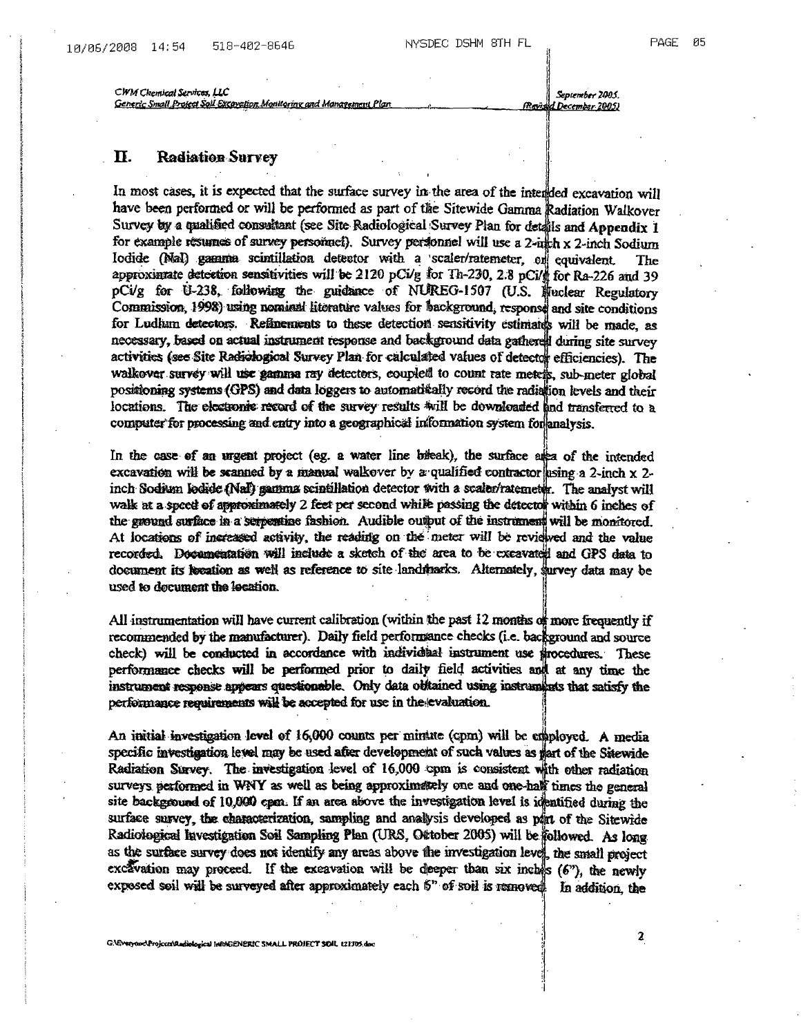## II. Radiation Survey

In most cases, it is expected that the surface survey in the area of the intended excavation will have been performed or will be performed as part of the Sitewide Gamma Radiation Walkover Survey by a qualified consultant (see Site Radiological Survey Plan for details and **Appendix 1** for example résumés of survey personnel). Survey personnel will use a 2-inch x 2-inch Sodium Iodide (NaI) gamma scintillation detector with a scaler/ratemeter, or equivalent. The approximate detection sensitivities will be 2120 pCi/g for Th-230, 2.8 pCi/g for Ra-226 and 39 pCi/g for U-238, following the guidance of NUREG-1507 (U.S. Nuclear Regulatory Commission, 1998) using nominal literature values for background, response and site conditions for Ludlum detectors. Refinements to these detection sensitivity estimates will be made, as necessary, based on actual instrument response and background data gathered during site survey activities (see Site Radiological Survey Plan for calculated values of detector efficiencies). The walkover survey will use gamma ray detectors, coupled to count rate meters, sub-meter global positioning systems (GPS) and data loggers to automatically record the radiation levels and their locations. The electronic record of the survey results will be downloaded and transferred to a computer for processing and entry into a geographical information system for analysis.

In the case of an urgent project (eg. a water line break), the surface area of the intended excavation will be scanned by a manual walkover by a qualified contractor using a 2-inch x 2-inch Sodium Iodide (NaI) gamma scintillation detector with a scaler/ratemeter. The analyst will walk at a speed of approximately 2 feet per second while passing the detector within 6 inches of the ground surface in a serpentine fashion. Audible output of the instrument will be monitored. At locations of increased activity, the reading on the meter will be reviewed and the value recorded. Documentation will include a sketch of the area to be excavated and GPS data to document its location as well as reference to site landmarks. Alternately, survey data may be used to document the location.

All instrumentation will have current calibration (within the past 12 months or more frequently if recommended by the manufacturer). Daily field performance checks (i.e. background and source check) will be conducted in accordance with individual instrument use procedures. These performance checks will be performed prior to daily field activities and at any time the instrument response appears questionable. Only data obtained using instruments that satisfy the performance requirements will be accepted for use in the evaluation.

An initial investigation level of 16,000 counts per minute (cpm) will be employed. A media specific investigation level may be used after development of such values as part of the Sitewide Radiation Survey. The investigation level of 16,000 cpm is consistent with other radiation surveys performed in WNY as well as being approximately one and one-half times the general site background of 10,000 cpm. If an area above the investigation level is identified during the surface survey, the characterization, sampling and analysis developed as part of the Sitewide Radiological Investigation Soil Sampling Plan (URS, October 2005) will be followed. As long as the surface survey does not identify any areas above the investigation level, the small project excavation may proceed. If the excavation will be deeper than six inches (6"), the newly exposed soil will be surveyed after approximately each 6" of soil is removed. In addition, the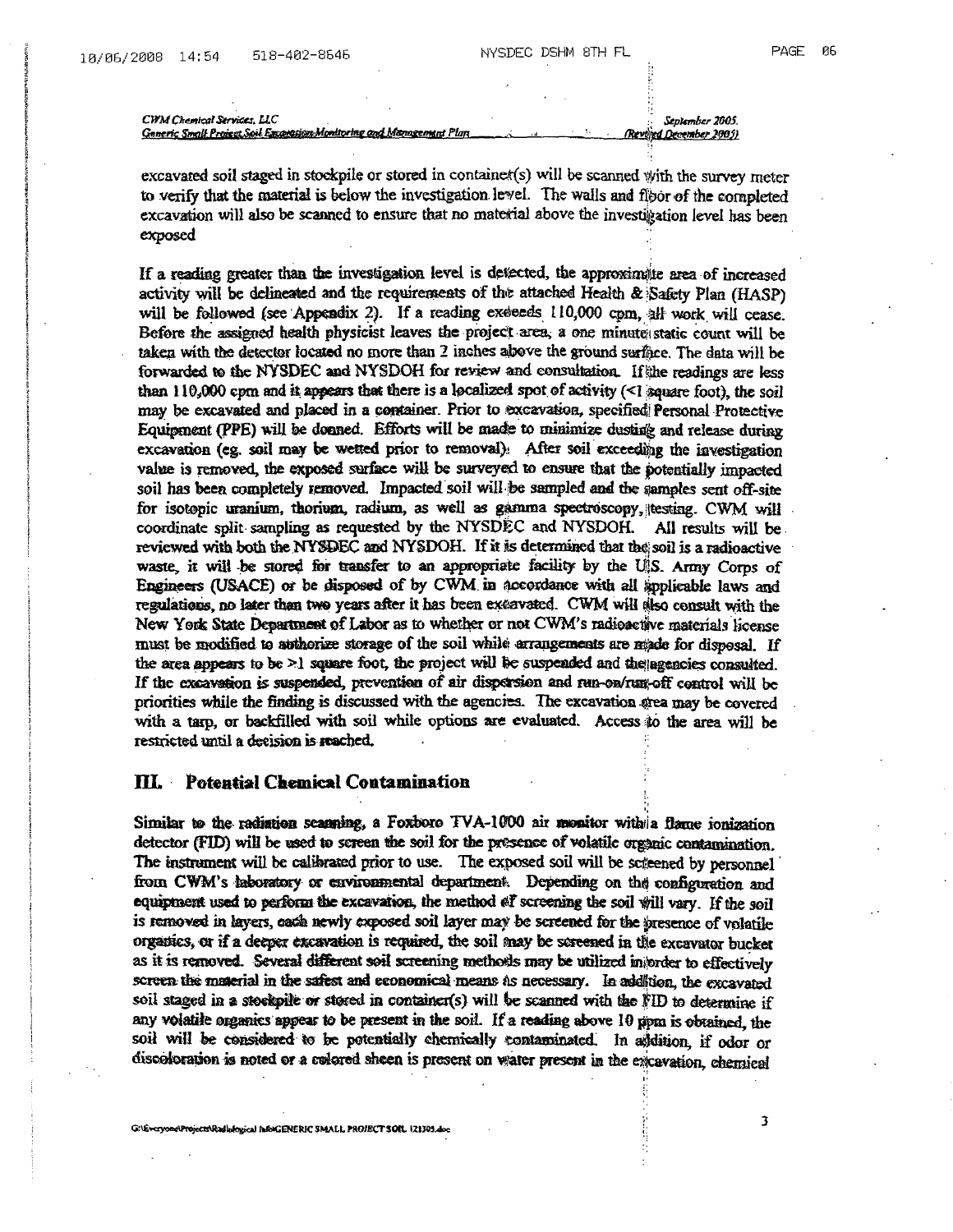excavated soil staged in stockpile or stored in container(s) will be scanned with the survey meter to verify that the material is below the investigation level. The walls and floor of the completed excavation will also be scanned to ensure that no material above the investigation level has been exposed

If a reading greater than the investigation level is detected, the approximate area of increased activity will be delineated and the requirements of the attached Health & Safety Plan (HASP) will be followed (see Appendix 2). If a reading exceeds 110,000 cpm, all work will cease. Before the assigned health physicist leaves the project area, a one minute static count will be taken with the detector located no more than 2 inches above the ground surface. The data will be forwarded to the NYSDEC and NYSDOH for review and consultation. If the readings are less than 110,000 cpm and it appears that there is a localized spot of activity (<1 square foot), the soil may be excavated and placed in a container. Prior to excavation, specified Personal Protective Equipment (PPE) will be donned. Efforts will be made to minimize dusting and release during excavation (eg. soil may be wetted prior to removal). After soil exceeding the investigation value is removed, the exposed surface will be surveyed to ensure that the potentially impacted soil has been completely removed. Impacted soil will be sampled and the samples sent off-site for isotopic uranium, thorium, radium, as well as gamma spectroscopy, testing. CWM will coordinate split sampling as requested by the NYSDEC and NYSDOH. All results will be reviewed with both the NYSDEC and NYSDOH. If it is determined that the soil is a radioactive waste, it will be stored for transfer to an appropriate facility by the U.S. Army Corps of Engineers (USACE) or be disposed of by CWM in accordance with all applicable laws and regulations, no later than two years after it has been excavated. CWM will also consult with the New York State Department of Labor as to whether or not CWM's radioactive materials license must be modified to authorize storage of the soil while arrangements are made for disposal. If the area appears to be >1 square foot, the project will be suspended and the agencies consulted. If the excavation is suspended, prevention of air dispersion and run-on/run-off control will be priorities while the finding is discussed with the agencies. The excavation area may be covered with a tarp, or backfilled with soil while options are evaluated. Access to the area will be restricted until a decision is reached.

## III. Potential Chemical Contamination

Similar to the radiation scanning, a Foxboro TVA-1000 air monitor with a flame ionization detector (FID) will be used to screen the soil for the presence of volatile organic contamination. The instrument will be calibrated prior to use. The exposed soil will be screened by personnel from CWM's laboratory or environmental department. Depending on the configuration and equipment used to perform the excavation, the method of screening the soil will vary. If the soil is removed in layers, each newly exposed soil layer may be screened for the presence of volatile organics, or if a deeper excavation is required, the soil may be screened in the excavator bucket as it is removed. Several different soil screening methods may be utilized in order to effectively screen the material in the safest and economical means as necessary. In addition, the excavated soil staged in a stockpile or stored in container(s) will be scanned with the FID to determine if any volatile organics appear to be present in the soil. If a reading above 10 ppm is obtained, the soil will be considered to be potentially chemically contaminated. In addition, if odor or discoloration is noted or a colored sheen is present on water present in the excavation, chemical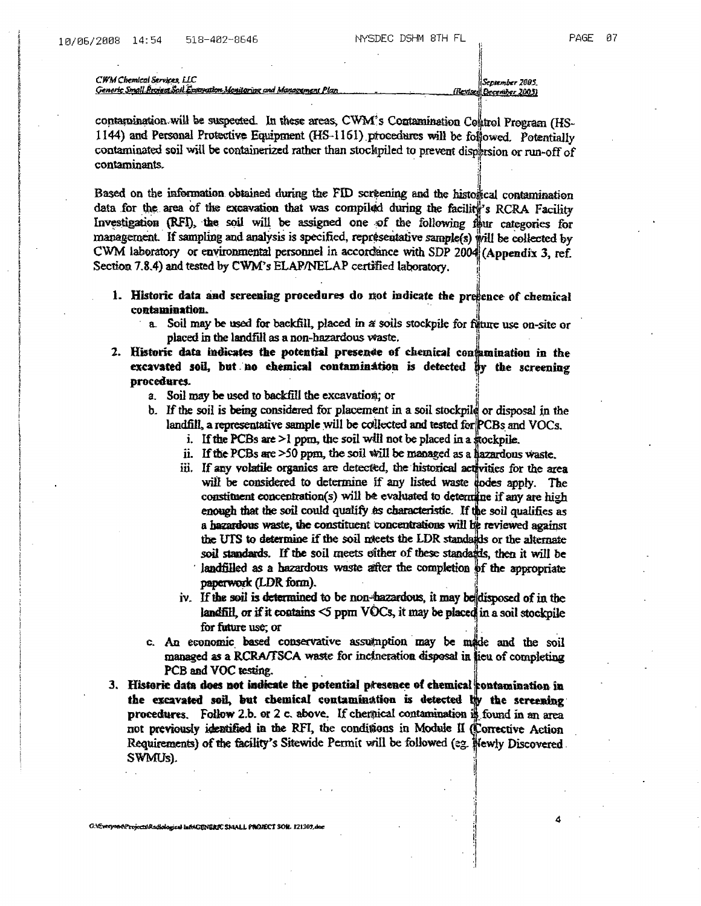contamination will be suspected. In these areas, CWM's Contamination Control Program (HS-1144) and Personal Protective Equipment (HS-1161) procedures will be followed. Potentially contaminated soil will be containerized rather than stockpiled to prevent dispersion or run-off of contaminants.

Based on the information obtained during the FID screening and the historical contamination data for the area of the excavation that was compiled during the facility's RCRA Facility Investigation (RFI), the soil will be assigned one of the following four categories for management. If sampling and analysis is specified, representative sample(s) will be collected by CWM laboratory or environmental personnel in accordance with SDP 2004 (Appendix 3, ref. Section 7.8.4) and tested by CWM's ELAP/NELAP certified laboratory.

1. **Historic data and screening procedures do not indicate the presence of chemical contamination.**
   a. Soil may be used for backfill, placed in a soils stockpile for future use on-site or placed in the landfill as a non-hazardous waste.
2. **Historic data indicates the potential presence of chemical contamination in the excavated soil, but no chemical contamination is detected by the screening procedures.**
   a. Soil may be used to backfill the excavation; or
   b. If the soil is being considered for placement in a soil stockpile or disposal in the landfill, a representative sample will be collected and tested for PCBs and VOCs.
      i. If the PCBs are >1 ppm, the soil will not be placed in a stockpile.
      ii. If the PCBs are >50 ppm, the soil will be managed as a hazardous waste.
      iii. If any volatile organics are detected, the historical activities for the area will be considered to determine if any listed waste codes apply. The constituent concentration(s) will be evaluated to determine if any are high enough that the soil could qualify as characteristic. If the soil qualifies as a hazardous waste, the constituent concentrations will be reviewed against the UTS to determine if the soil meets the LDR standards or the alternate soil standards. If the soil meets either of these standards, then it will be landfilled as a hazardous waste after the completion of the appropriate paperwork (LDR form).
      iv. If the soil is determined to be non-hazardous, it may be disposed of in the landfill, or if it contains <5 ppm VOCs, it may be placed in a soil stockpile for future use; or
   c. An economic based conservative assumption may be made and the soil managed as a RCRA/TSCA waste for incineration disposal in lieu of completing PCB and VOC testing.
3. **Historic data does not indicate the potential presence of chemical contamination in the excavated soil, but chemical contamination is detected by the screening procedures.** Follow 2.b. or 2 c. above. If chemical contamination is found in an area not previously identified in the RFI, the conditions in Module II (Corrective Action Requirements) of the facility's Sitewide Permit will be followed (e.g. Newly Discovered SWMUs).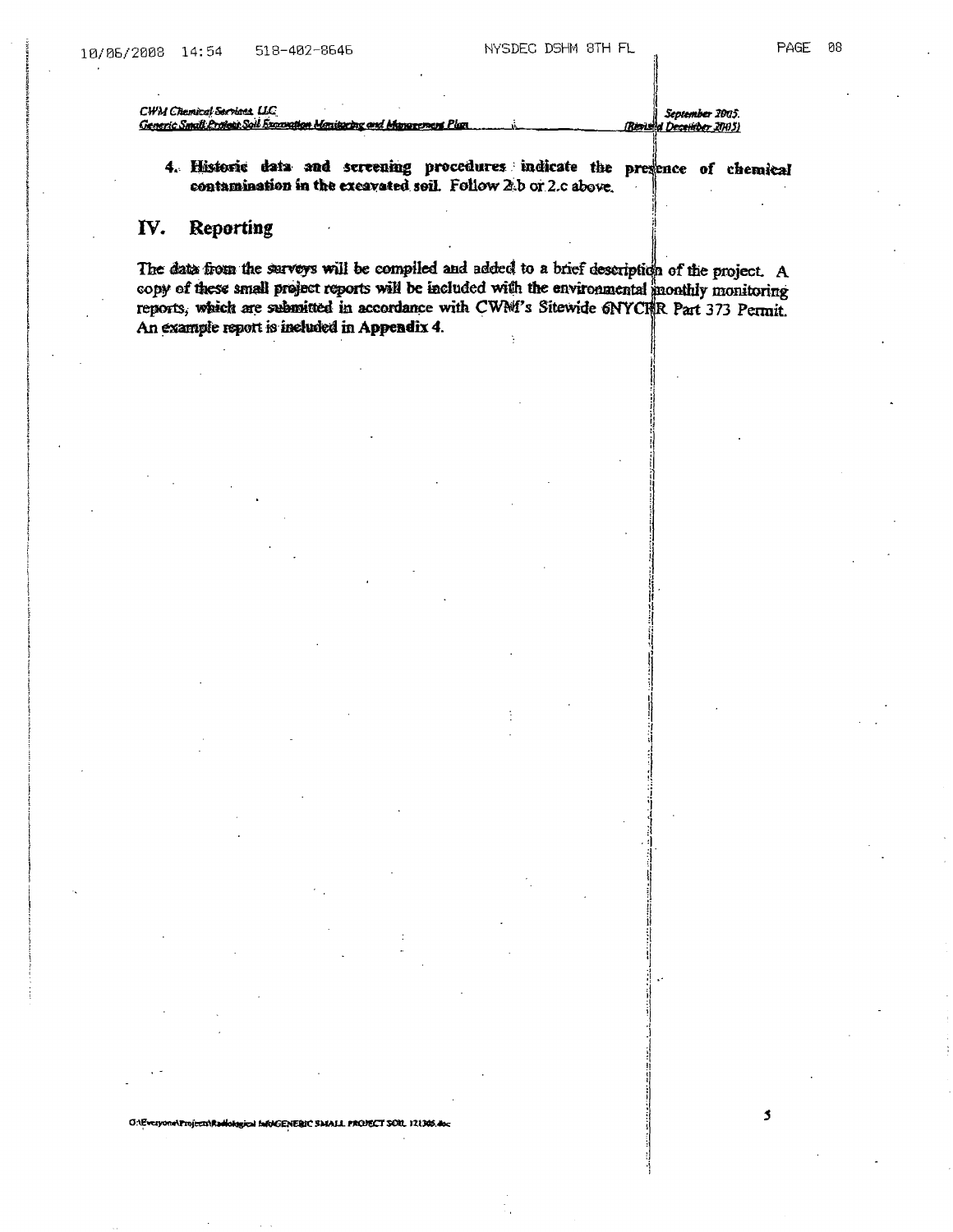4. **Historic data and screening procedures indicate the presence of chemical contamination in the excavated soil.** Follow 2.b or 2.c above.

## IV. Reporting

The data from the surveys will be compiled and added to a brief description of the project. A copy of these small project reports will be included with the environmental monthly monitoring reports, which are submitted in accordance with CWM's Sitewide 6NYCRR Part 373 Permit. An example report is included in **Appendix 4**.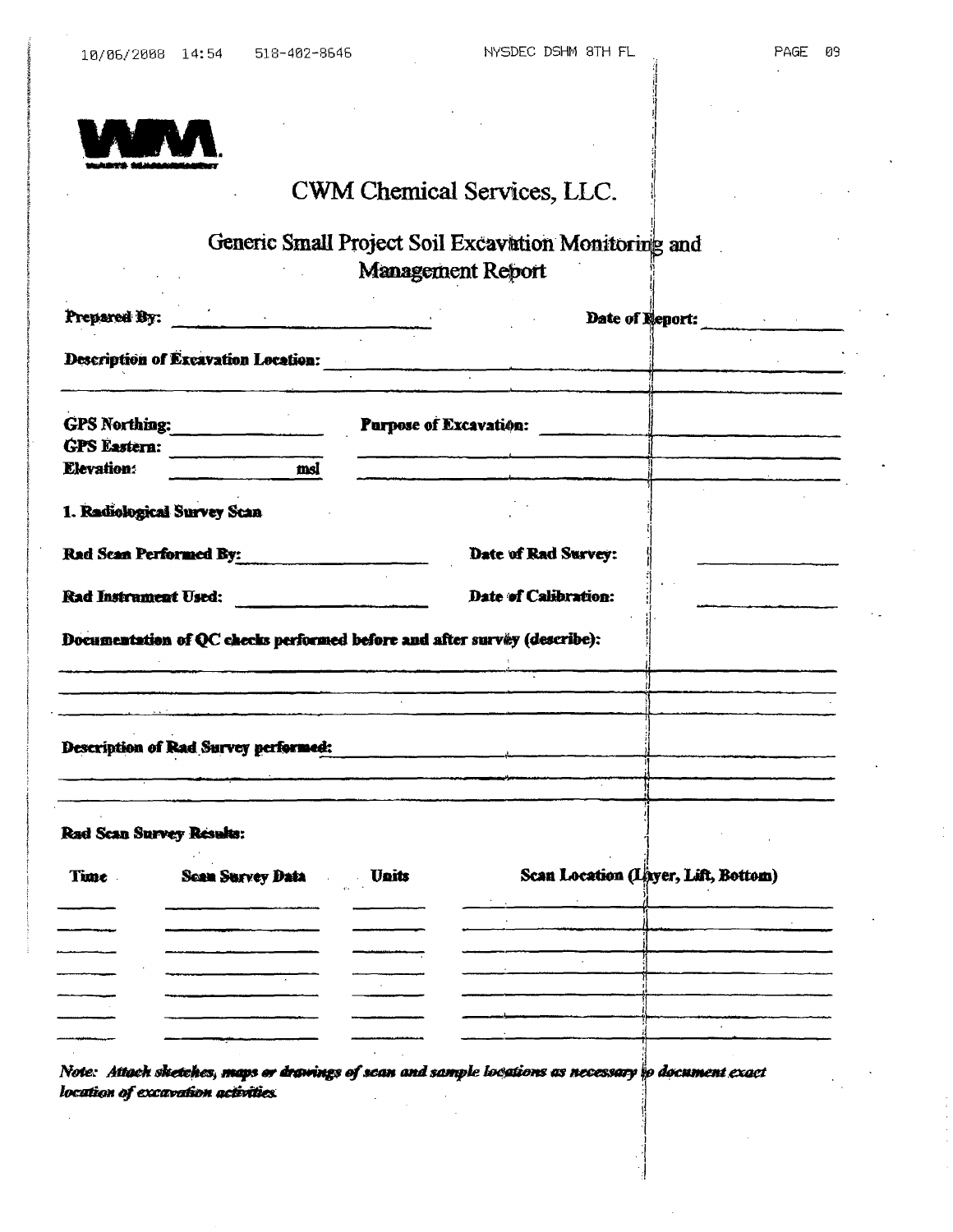# CWM Chemical Services, LLC.

## Generic Small Project Soil Excavation Monitoring and Management Report

**Prepared By:** ____________________ **Date of Report:** ____________

**Description of Excavation Location:** ________________________________________________

________________________________________________________________________

**GPS Northing:** ____________ **Purpose of Excavation:** ______________________________

**GPS Eastern:** ____________ ______________________________________________

**Elevation:** ____________ msl ______________________________________________

### 1. Radiological Survey Scan

**Rad Scan Performed By:** ____________________ **Date of Rad Survey:** ____________

**Rad Instrument Used:** ____________________ **Date of Calibration:** ____________

**Documentation of QC checks performed before and after survey (describe):**

________________________________________________________________________

________________________________________________________________________

**Description of Rad Survey performed:** ________________________________________

________________________________________________________________________

________________________________________________________________________

**Rad Scan Survey Results:**

| Time | Scan Survey Data | Units | Scan Location (Layer, Lift, Bottom) |
|---|---|---|---|
| | | | |
| | | | |
| | | | |
| | | | |
| | | | |
| | | | |

*Note: Attach sketches, maps or drawings of scan and sample locations as necessary to document exact location of excavation activities.*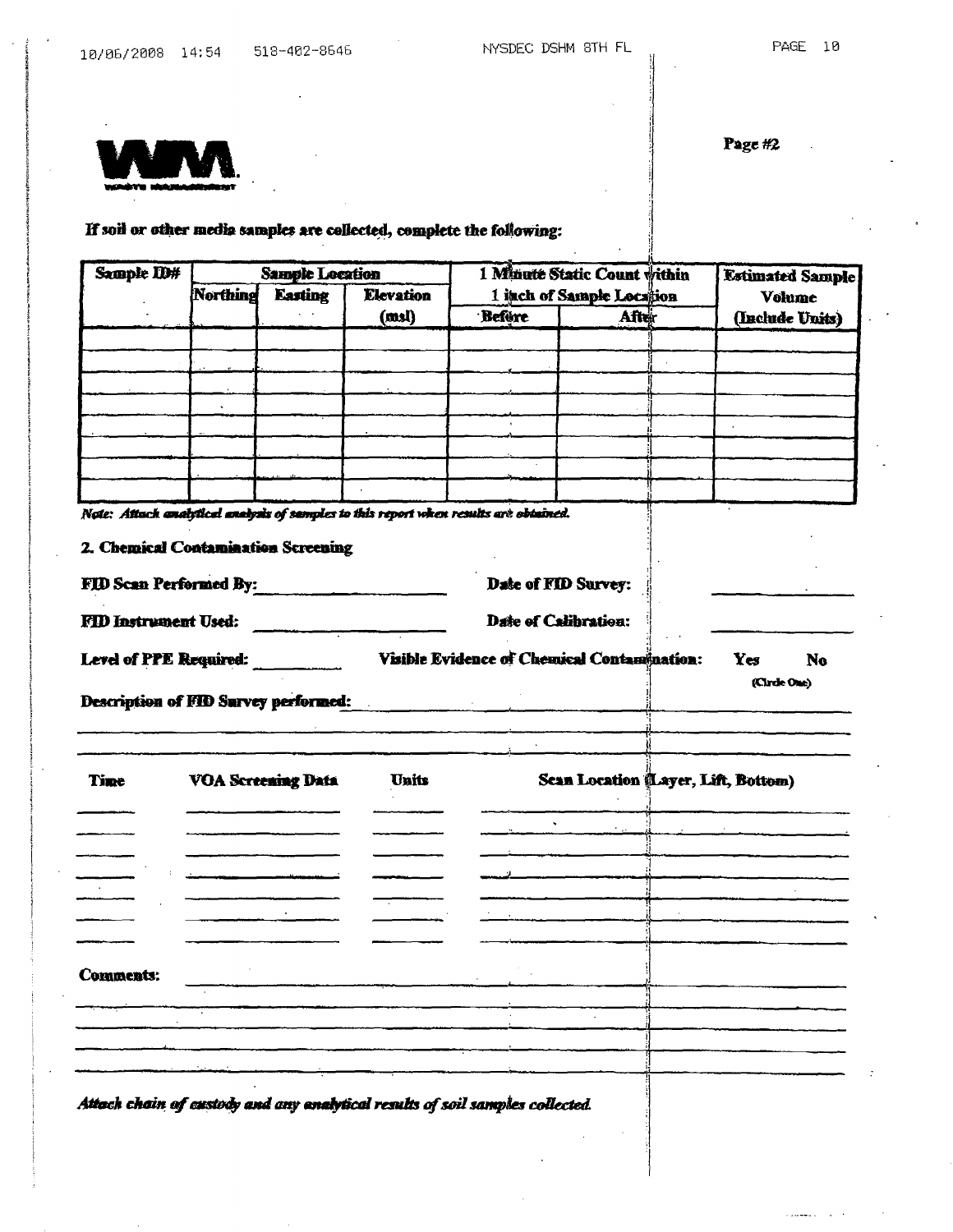Page #2

If soil or other media samples are collected, complete the following:

| Sample ID# | Sample Location | | | 1 Minute Static Count within 1 inch of Sample Location | | Estimated Sample Volume (Include Units) |
|---|---|---|---|---|---|---|
| | Northing | Easting | Elevation (msl) | Before | After | |
| | | | | | | |
| | | | | | | |
| | | | | | | |
| | | | | | | |
| | | | | | | |
| | | | | | | |
| | | | | | | |

*Note: Attach analytical analysis of samples to this report when results are obtained.*

**2. Chemical Contamination Screening**

**FID Scan Performed By:** ____________________ **Date of FID Survey:** ____________________

**FID Instrument Used:** ____________________ **Date of Calibration:** ____________________

**Level of PPE Required:** __________ **Visible Evidence of Chemical Contamination:** **Yes** **No** (Circle One)

**Description of FID Survey performed:** ______________________________________________

______________________________________________

______________________________________________

| Time | VOA Screening Data | Units | Scan Location (Layer, Lift, Bottom) |
|---|---|---|---|
| | | | |
| | | | |
| | | | |
| | | | |
| | | | |
| | | | |

**Comments:** ______________________________________________

______________________________________________

______________________________________________

______________________________________________

***Attach chain of custody and any analytical results of soil samples collected.***